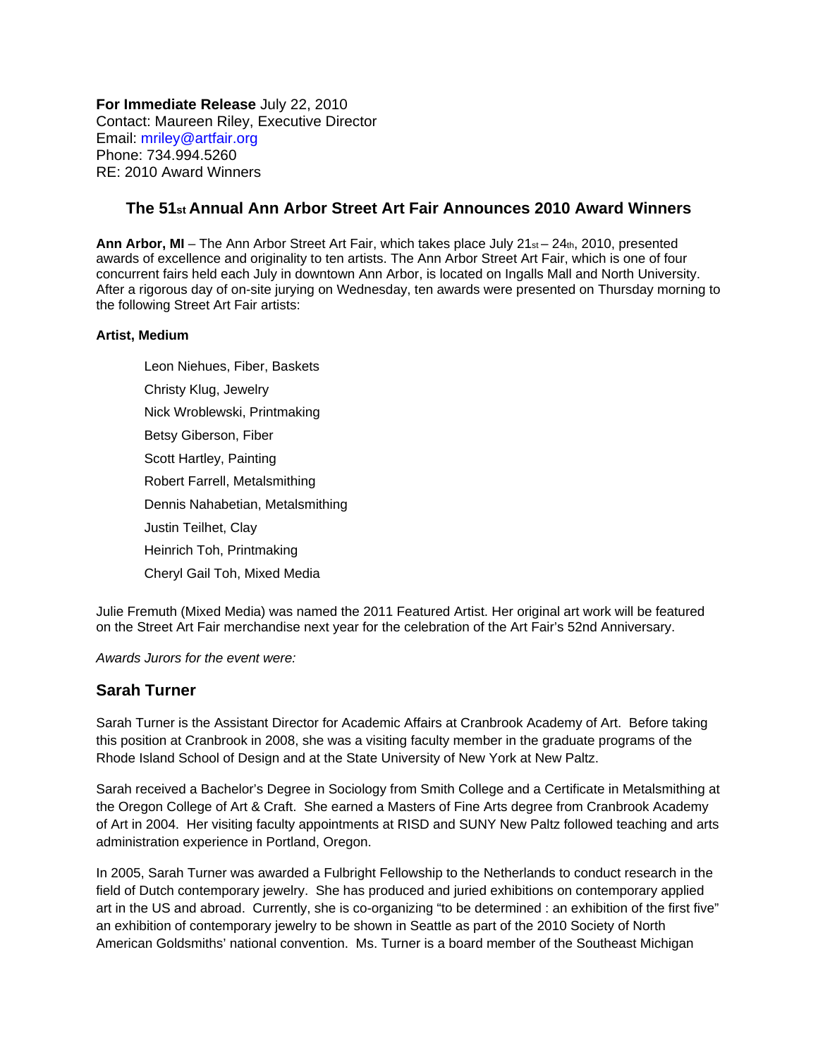**For Immediate Release** July 22, 2010
Contact: Maureen Riley, Executive Director
Email: mriley@artfair.org
Phone: 734.994.5260
RE: 2010 Award Winners

## The 51st Annual Ann Arbor Street Art Fair Announces 2010 Award Winners

**Ann Arbor, MI** – The Ann Arbor Street Art Fair, which takes place July 21st – 24th, 2010, presented awards of excellence and originality to ten artists. The Ann Arbor Street Art Fair, which is one of four concurrent fairs held each July in downtown Ann Arbor, is located on Ingalls Mall and North University. After a rigorous day of on-site jurying on Wednesday, ten awards were presented on Thursday morning to the following Street Art Fair artists:

**Artist, Medium**

Leon Niehues, Fiber, Baskets
Christy Klug, Jewelry
Nick Wroblewski, Printmaking
Betsy Giberson, Fiber
Scott Hartley, Painting
Robert Farrell, Metalsmithing
Dennis Nahabetian, Metalsmithing
Justin Teilhet, Clay
Heinrich Toh, Printmaking
Cheryl Gail Toh, Mixed Media

Julie Fremuth (Mixed Media) was named the 2011 Featured Artist. Her original art work will be featured on the Street Art Fair merchandise next year for the celebration of the Art Fair's 52nd Anniversary.

*Awards Jurors for the event were:*

### Sarah Turner

Sarah Turner is the Assistant Director for Academic Affairs at Cranbrook Academy of Art. Before taking this position at Cranbrook in 2008, she was a visiting faculty member in the graduate programs of the Rhode Island School of Design and at the State University of New York at New Paltz.

Sarah received a Bachelor's Degree in Sociology from Smith College and a Certificate in Metalsmithing at the Oregon College of Art & Craft. She earned a Masters of Fine Arts degree from Cranbrook Academy of Art in 2004. Her visiting faculty appointments at RISD and SUNY New Paltz followed teaching and arts administration experience in Portland, Oregon.

In 2005, Sarah Turner was awarded a Fulbright Fellowship to the Netherlands to conduct research in the field of Dutch contemporary jewelry. She has produced and juried exhibitions on contemporary applied art in the US and abroad. Currently, she is co-organizing "to be determined : an exhibition of the first five" an exhibition of contemporary jewelry to be shown in Seattle as part of the 2010 Society of North American Goldsmiths' national convention. Ms. Turner is a board member of the Southeast Michigan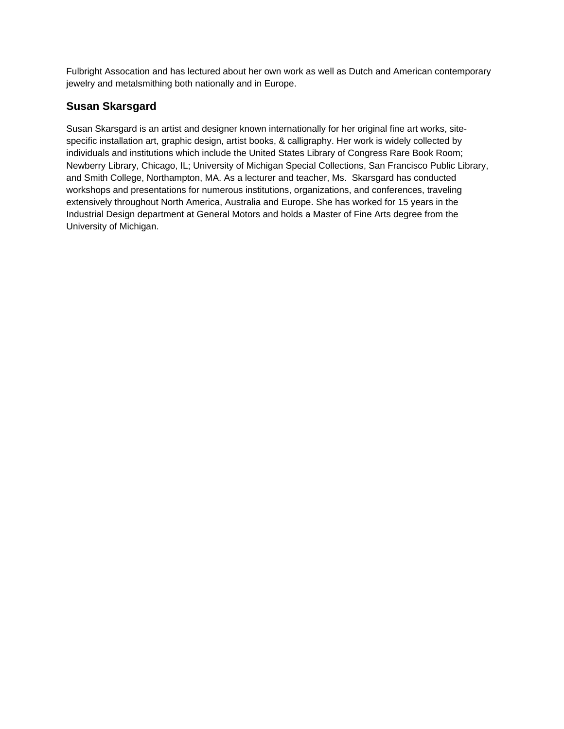Fulbright Assocation and has lectured about her own work as well as Dutch and American contemporary jewelry and metalsmithing both nationally and in Europe.

### Susan Skarsgard

Susan Skarsgard is an artist and designer known internationally for her original fine art works, site-specific installation art, graphic design, artist books, & calligraphy. Her work is widely collected by individuals and institutions which include the United States Library of Congress Rare Book Room; Newberry Library, Chicago, IL; University of Michigan Special Collections, San Francisco Public Library, and Smith College, Northampton, MA. As a lecturer and teacher, Ms. Skarsgard has conducted workshops and presentations for numerous institutions, organizations, and conferences, traveling extensively throughout North America, Australia and Europe. She has worked for 15 years in the Industrial Design department at General Motors and holds a Master of Fine Arts degree from the University of Michigan.